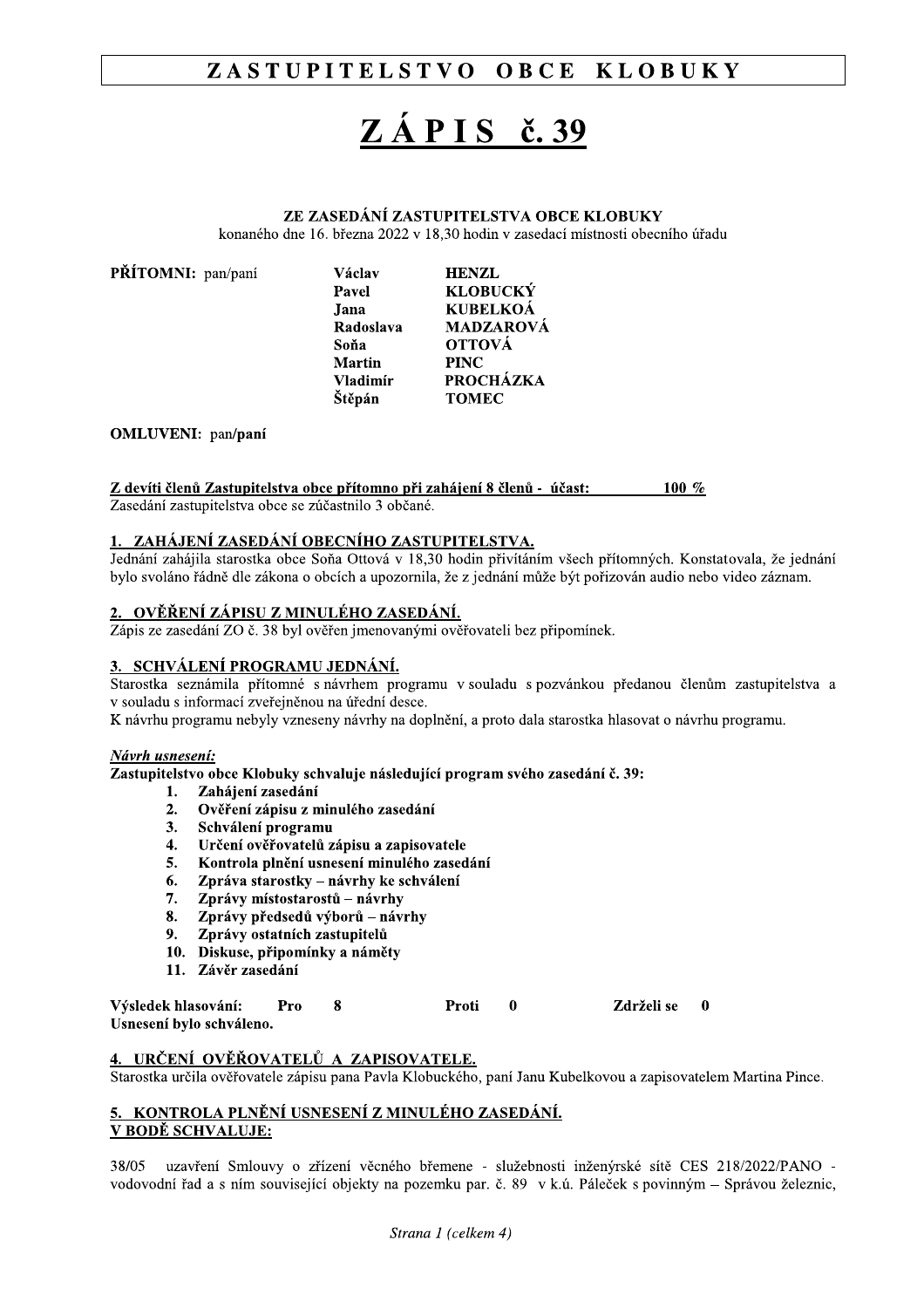# ZASTUPITELSTVO OBCE KLOBUKY

# ZÁPIS č. 39

### ZE ZASEDÁNÍ ZASTUPITELSTVA OBCE KLOBUKY

konaného dne 16. března 2022 v 18,30 hodin v zasedací místnosti obecního úřadu

**PŘÍTOMNI:** pan/paní

| | |
|---|---|
| **Václav** | **HENZL** |
| **Pavel** | **KLOBUCKÝ** |
| **Jana** | **KUBELKOÁ** |
| **Radoslava** | **MADZAROVÁ** |
| **Soňa** | **OTTOVÁ** |
| **Martin** | **PINC** |
| **Vladimír** | **PROCHÁZKA** |
| **Štěpán** | **TOMEC** |

**OMLUVENI:** pan/**paní**

**Z devíti členů Zastupitelstva obce přítomno při zahájení 8 členů - účast: 100 %**

Zasedání zastupitelstva obce se zúčastnilo 3 občané.

## 1. ZAHÁJENÍ ZASEDÁNÍ OBECNÍHO ZASTUPITELSTVA.

Jednání zahájila starostka obce Soňa Ottová v 18,30 hodin přivítáním všech přítomných. Konstatovala, že jednání bylo svoláno řádně dle zákona o obcích a upozornila, že z jednání může být pořizován audio nebo video záznam.

## 2. OVĚŘENÍ ZÁPISU Z MINULÉHO ZASEDÁNÍ.

Zápis ze zasedání ZO č. 38 byl ověřen jmenovanými ověřovateli bez připomínek.

## 3. SCHVÁLENÍ PROGRAMU JEDNÁNÍ.

Starostka seznámila přítomné s návrhem programu v souladu s pozvánkou předanou členům zastupitelstva a v souladu s informací zveřejněnou na úřední desce.

K návrhu programu nebyly vzneseny návrhy na doplnění, a proto dala starostka hlasovat o návrhu programu.

***Návrh usnesení:***

**Zastupitelstvo obce Klobuky schvaluje následující program svého zasedání č. 39:**

1. **Zahájení zasedání**
2. **Ověření zápisu z minulého zasedání**
3. **Schválení programu**
4. **Určení ověřovatelů zápisu a zapisovatele**
5. **Kontrola plnění usnesení minulého zasedání**
6. **Zpráva starostky – návrhy ke schválení**
7. **Zprávy místostarostů – návrhy**
8. **Zprávy předsedů výborů – návrhy**
9. **Zprávy ostatních zastupitelů**
10. **Diskuse, připomínky a náměty**
11. **Závěr zasedání**

**Výsledek hlasování: Pro 8 Proti 0 Zdrželi se 0**
**Usnesení bylo schváleno.**

## 4. URČENÍ OVĚŘOVATELŮ A ZAPISOVATELE.

Starostka určila ověřovatele zápisu pana Pavla Klobuckého, paní Janu Kubelkovou a zapisovatelem Martina Pince.

## 5. KONTROLA PLNĚNÍ USNESENÍ Z MINULÉHO ZASEDÁNÍ.

**V BODĚ SCHVALUJE:**

38/05 uzavření Smlouvy o zřízení věcného břemene - služebnosti inženýrské sítě CES 218/2022/PANO - vodovodní řad a s ním související objekty na pozemku par. č. 89 v k.ú. Páleček s povinným – Správou železnic,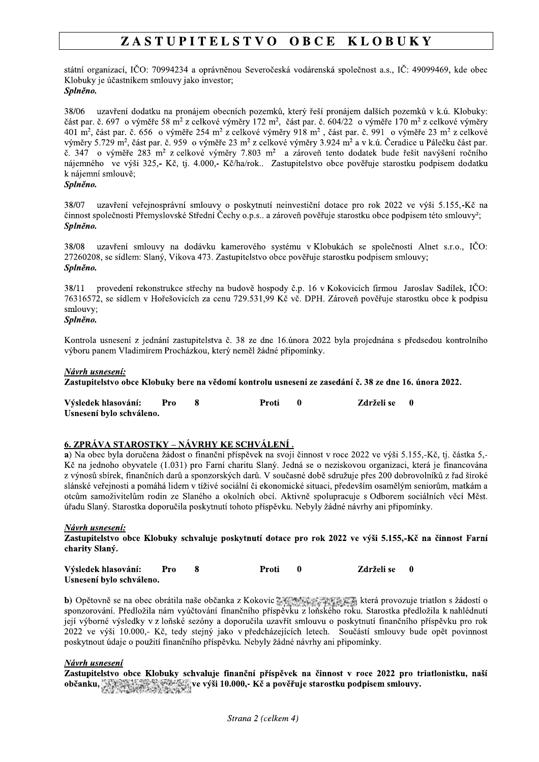státní organizací, IČO: 70994234 a oprávněnou Severočeská vodárenská společnost a.s., IČ: 49099469, kde obec Klobuky je účastníkem smlouvy jako investor;
***Splněno.***

38/06 uzavření dodatku na pronájem obecních pozemků, který řeší pronájem dalších pozemků v k.ú. Klobuky: část par. č. 697 o výměře 58 m$^2$ z celkové výměry 172 m$^2$, část par. č. 604/22 o výměře 170 m$^2$ z celkové výměry 401 m$^2$, část par. č. 656 o výměře 254 m$^2$ z celkové výměry 918 m$^2$ , část par. č. 991 o výměře 23 m$^2$ z celkové výměry 5.729 m$^2$, část par. č. 959 o výměře 23 m$^2$ z celkové výměry 3.924 m$^2$ a v k.ú. Čeradice u Pálečku část par. č. 347 o výměře 283 m$^2$ z celkové výměry 7.803 m$^2$ a zároveň tento dodatek bude řešit navýšení ročního nájemného ve výši 325,- Kč, tj. 4.000,- Kč/ha/rok.. Zastupitelstvo obce pověřuje starostku podpisem dodatku k nájemní smlouvě;
***Splněno.***

38/07 uzavření veřejnosprávní smlouvy o poskytnutí neinvestiční dotace pro rok 2022 ve výši 5.155,-Kč na činnost společnosti Přemyslovské Střední Čechy o.p.s.. a zároveň pověřuje starostku obce podpisem této smlouvy²;
***Splněno.***

38/08 uzavření smlouvy na dodávku kamerového systému v Klobukách se společností Alnet s.r.o., IČO: 27260208, se sídlem: Slaný, Vikova 473. Zastupitelstvo obce pověřuje starostku podpisem smlouvy;
***Splněno.***

38/11 provedení rekonstrukce střechy na budově hospody č.p. 16 v Kokovicích firmou Jaroslav Sadílek, IČO: 76316572, se sídlem v Hořešovicích za cenu 729.531,99 Kč vč. DPH. Zároveň pověřuje starostku obce k podpisu smlouvy;
***Splněno.***

Kontrola usnesení z jednání zastupitelstva č. 38 ze dne 16.února 2022 byla projednána s předsedou kontrolního výboru panem Vladimírem Procházkou, který neměl žádné připomínky.

***Návrh usnesení:***
**Zastupitelstvo obce Klobuky bere na vědomí kontrolu usnesení ze zasedání č. 38 ze dne 16. února 2022.**

**Výsledek hlasování: Pro 8 Proti 0 Zdrželi se 0**
**Usnesení bylo schváleno.**

## 6. ZPRÁVA STAROSTKY – NÁVRHY KE SCHVÁLENÍ .

**a)** Na obec byla doručena žádost o finanční příspěvek na svoji činnost v roce 2022 ve výši 5.155,-Kč, tj. částka 5,-Kč na jednoho obyvatele (1.031) pro Farní charitu Slaný. Jedná se o neziskovou organizaci, která je financována z výnosů sbírek, finančních darů a sponzorských darů. V současné době sdružuje přes 200 dobrovolníků z řad široké slánské veřejnosti a pomáhá lidem v tíživé sociální či ekonomické situaci, především osamělým seniorům, matkám a otcům samoživitelům rodin ze Slaného a okolních obcí. Aktivně spolupracuje s Odborem sociálních věcí Měst. úřadu Slaný. Starostka doporučila poskytnutí tohoto příspěvku. Nebyly žádné návrhy ani připomínky.

***Návrh usnesení:***
**Zastupitelstvo obce Klobuky schvaluje poskytnutí dotace pro rok 2022 ve výši 5.155,-Kč na činnost Farní charity Slaný.**

**Výsledek hlasování: Pro 8 Proti 0 Zdrželi se 0**
**Usnesení bylo schváleno.**

**b)** Opětovně se na obec obrátila naše občanka z Kokovic [...] která provozuje triatlon s žádostí o sponzorování. Předložila nám vyúčtování finančního příspěvku z loňského roku. Starostka předložila k nahlédnutí její výborné výsledky v z loňské sezóny a doporučila uzavřít smlouvu o poskytnutí finančního příspěvku pro rok 2022 ve výši 10.000,- Kč, tedy stejný jako v předcházejících letech. Součástí smlouvy bude opět povinnost poskytnout údaje o použití finančního příspěvku. Nebyly žádné návrhy ani připomínky.

***Návrh usnesení***
**Zastupitelstvo obce Klobuky schvaluje finanční příspěvek na činnost v roce 2022 pro triatlonistku, naší občanku, [...] ve výši 10.000,- Kč a pověřuje starostku podpisem smlouvy.**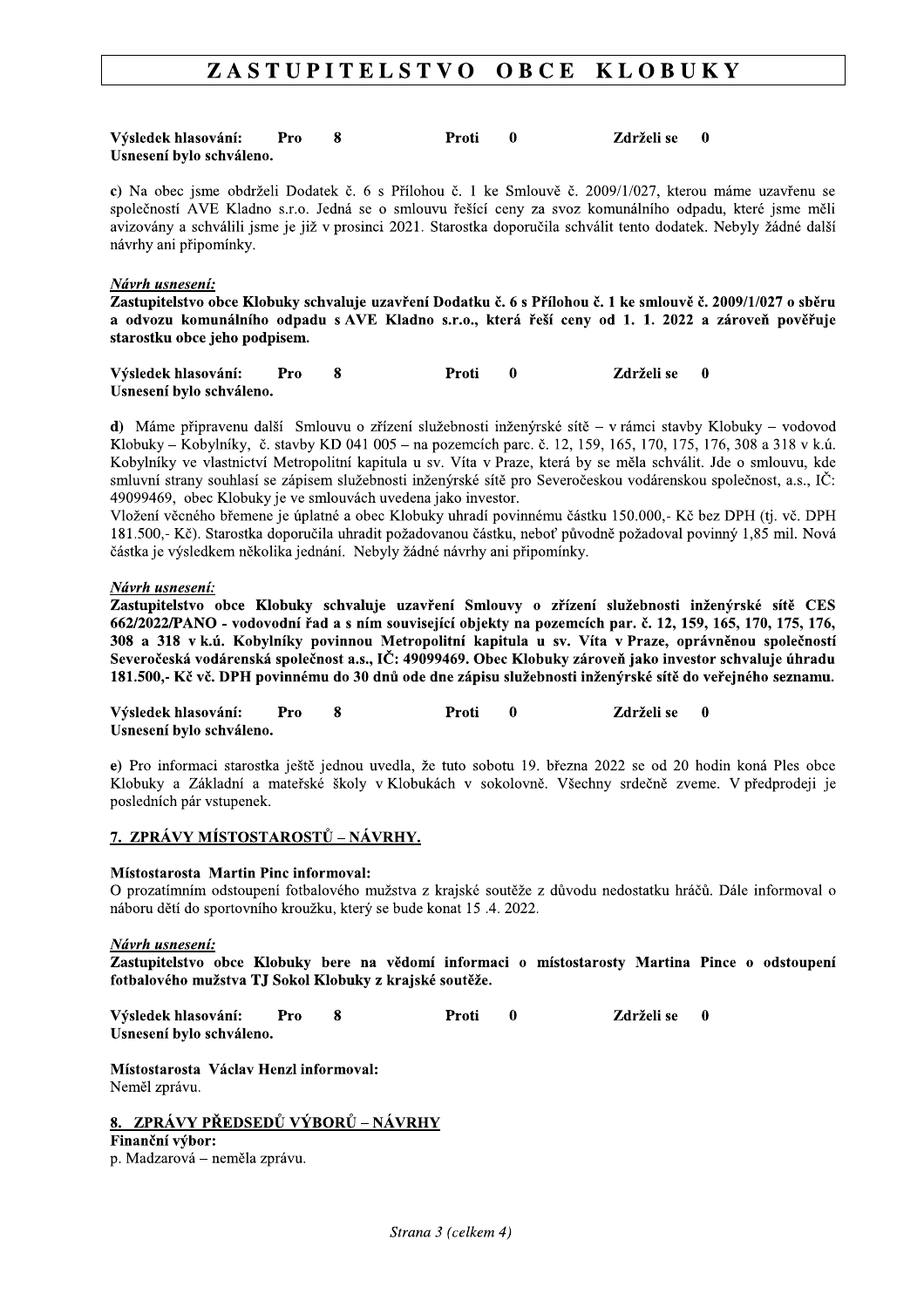**Výsledek hlasování: Pro 8 Proti 0 Zdrželi se 0**
**Usnesení bylo schváleno.**

**c)** Na obec jsme obdrželi Dodatek č. 6 s Přílohou č. 1 ke Smlouvě č. 2009/1/027, kterou máme uzavřenu se společností AVE Kladno s.r.o. Jedná se o smlouvu řešící ceny za svoz komunálního odpadu, které jsme měli avizovány a schválili jsme je již v prosinci 2021. Starostka doporučila schválit tento dodatek. Nebyly žádné další návrhy ani připomínky.

***Návrh usnesení:***
**Zastupitelstvo obce Klobuky schvaluje uzavření Dodatku č. 6 s Přílohou č. 1 ke smlouvě č. 2009/1/027 o sběru a odvozu komunálního odpadu s AVE Kladno s.r.o., která řeší ceny od 1. 1. 2022 a zároveň pověřuje starostku obce jeho podpisem.**

**Výsledek hlasování: Pro 8 Proti 0 Zdrželi se 0**
**Usnesení bylo schváleno.**

**d)** Máme připravenu další Smlouvu o zřízení služebnosti inženýrské sítě – v rámci stavby Klobuky – vodovod Klobuky – Kobylníky, č. stavby KD 041 005 – na pozemcích parc. č. 12, 159, 165, 170, 175, 176, 308 a 318 v k.ú. Kobylníky ve vlastnictví Metropolitní kapitula u sv. Víta v Praze, která by se měla schválit. Jde o smlouvu, kde smluvní strany souhlasí se zápisem služebnosti inženýrské sítě pro Severočeskou vodárenskou společnost, a.s., IČ: 49099469, obec Klobuky je ve smlouvách uvedena jako investor.
Vložení věcného břemene je úplatné a obec Klobuky uhradí povinnému částku 150.000,- Kč bez DPH (tj. vč. DPH 181.500,- Kč). Starostka doporučila uhradit požadovanou částku, neboť původně požadoval povinný 1,85 mil. Nová částka je výsledkem několika jednání. Nebyly žádné návrhy ani připomínky.

***Návrh usnesení:***
**Zastupitelstvo obce Klobuky schvaluje uzavření Smlouvy o zřízení služebnosti inženýrské sítě CES 662/2022/PANO - vodovodní řad a s ním související objekty na pozemcích par. č. 12, 159, 165, 170, 175, 176, 308 a 318 v k.ú. Kobylníky povinnou Metropolitní kapitula u sv. Víta v Praze, oprávněnou společností Severočeská vodárenská společnost a.s., IČ: 49099469. Obec Klobuky zároveň jako investor schvaluje úhradu 181.500,- Kč vč. DPH povinnému do 30 dnů ode dne zápisu služebnosti inženýrské sítě do veřejného seznamu.**

**Výsledek hlasování: Pro 8 Proti 0 Zdrželi se 0**
**Usnesení bylo schváleno.**

**e)** Pro informaci starostka ještě jednou uvedla, že tuto sobotu 19. března 2022 se od 20 hodin koná Ples obce Klobuky a Základní a mateřské školy v Klobukách v sokolovně. Všechny srdečně zveme. V předprodeji je posledních pár vstupenek.

## 7. ZPRÁVY MÍSTOSTAROSTŮ – NÁVRHY.

**Místostarosta Martin Pinc informoval:**
O prozatímním odstoupení fotbalového mužstva z krajské soutěže z důvodu nedostatku hráčů. Dále informoval o náboru dětí do sportovního kroužku, který se bude konat 15 .4. 2022.

***Návrh usnesení:***
**Zastupitelstvo obce Klobuky bere na vědomí informaci o místostarosty Martina Pince o odstoupení fotbalového mužstva TJ Sokol Klobuky z krajské soutěže.**

**Výsledek hlasování: Pro 8 Proti 0 Zdrželi se 0**
**Usnesení bylo schváleno.**

**Místostarosta Václav Henzl informoval:**
Neměl zprávu.

## 8. ZPRÁVY PŘEDSEDŮ VÝBORŮ – NÁVRHY

**Finanční výbor:**
p. Madzarová – neměla zprávu.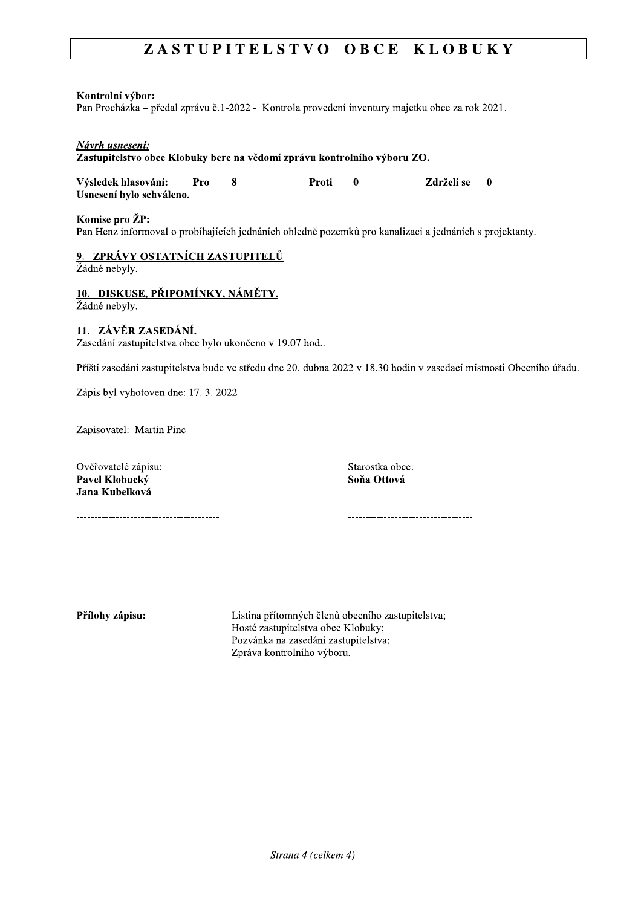**Kontrolní výbor:**
Pan Procházka – předal zprávu č.1-2022 - Kontrola provedení inventury majetku obce za rok 2021.

***Návrh usnesení:***
**Zastupitelstvo obce Klobuky bere na vědomí zprávu kontrolního výboru ZO.**

**Výsledek hlasování: Pro 8 Proti 0 Zdrželi se 0**
**Usnesení bylo schváleno.**

**Komise pro ŽP:**
Pan Henz informoval o probíhajících jednáních ohledně pozemků pro kanalizaci a jednáních s projektanty.

## 9. ZPRÁVY OSTATNÍCH ZASTUPITELŮ

Žádné nebyly.

## 10. DISKUSE, PŘIPOMÍNKY, NÁMĚTY.

Žádné nebyly.

## 11. ZÁVĚR ZASEDÁNÍ.

Zasedání zastupitelstva obce bylo ukončeno v 19.07 hod..

Příští zasedání zastupitelstva bude ve středu dne 20. dubna 2022 v 18.30 hodin v zasedací místnosti Obecního úřadu.

Zápis byl vyhotoven dne: 17. 3. 2022

Zapisovatel: Martin Pinc

Ověřovatelé zápisu:
**Pavel Klobucký**
**Jana Kubelková**

----------------------------------------

----------------------------------------

Starostka obce:
**Soňa Ottová**

-----------------------------------

**Přílohy zápisu:**

Listina přítomných členů obecního zastupitelstva;
Hosté zastupitelstva obce Klobuky;
Pozvánka na zasedání zastupitelstva;
Zpráva kontrolního výboru.